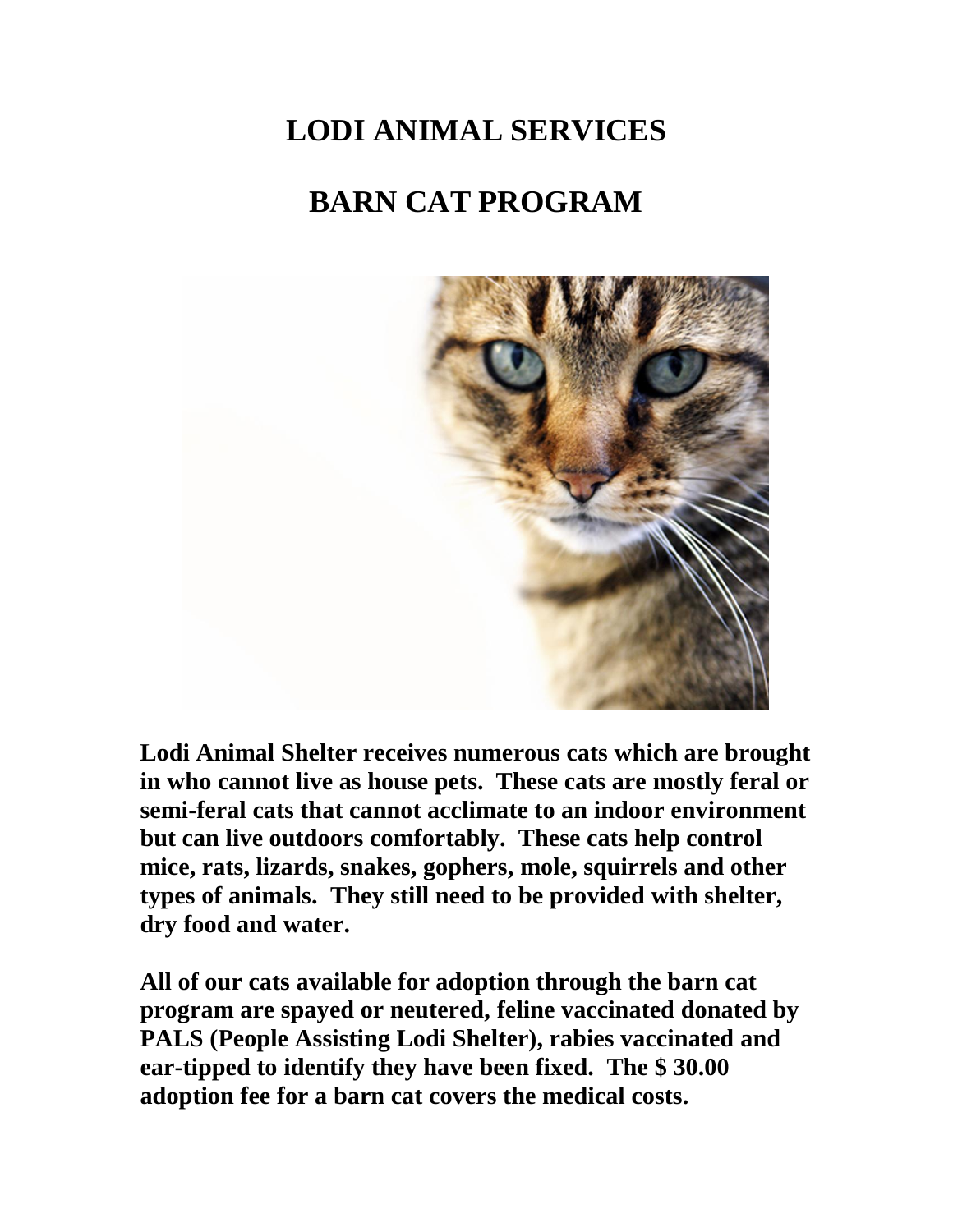# LODI ANIMAL SERVICES

# BARN CAT PROGRAM

**Lodi Animal Shelter receives numerous cats which are brought in who cannot live as house pets. These cats are mostly feral or semi-feral cats that cannot acclimate to an indoor environment but can live outdoors comfortably. These cats help control mice, rats, lizards, snakes, gophers, mole, squirrels and other types of animals. They still need to be provided with shelter, dry food and water.**

**All of our cats available for adoption through the barn cat program are spayed or neutered, feline vaccinated donated by PALS (People Assisting Lodi Shelter), rabies vaccinated and ear-tipped to identify they have been fixed. The $ 30.00 adoption fee for a barn cat covers the medical costs.**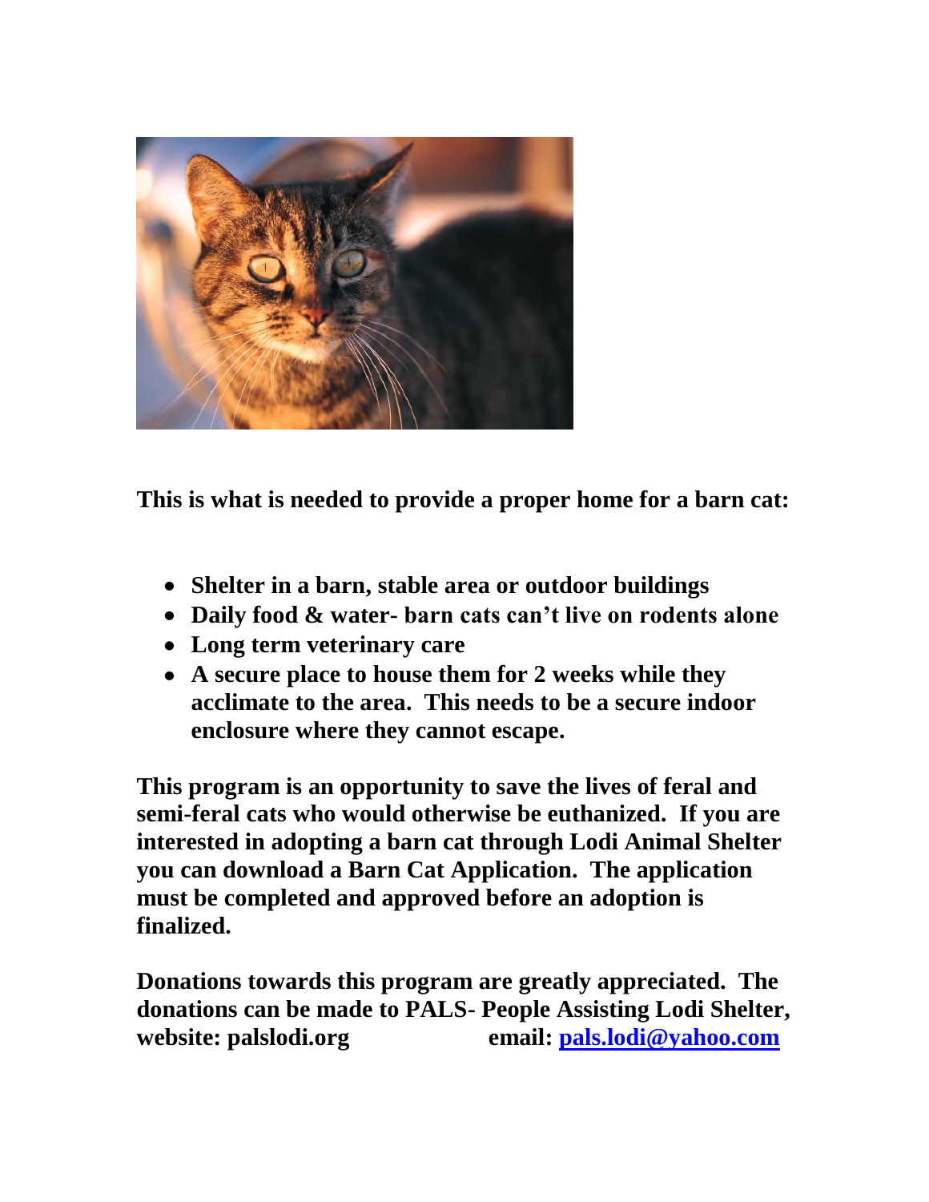**This is what is needed to provide a proper home for a barn cat:**

- **Shelter in a barn, stable area or outdoor buildings**
- **Daily food & water- barn cats can't live on rodents alone**
- **Long term veterinary care**
- **A secure place to house them for 2 weeks while they acclimate to the area. This needs to be a secure indoor enclosure where they cannot escape.**

**This program is an opportunity to save the lives of feral and semi-feral cats who would otherwise be euthanized. If you are interested in adopting a barn cat through Lodi Animal Shelter you can download a Barn Cat Application. The application must be completed and approved before an adoption is finalized.**

**Donations towards this program are greatly appreciated. The donations can be made to PALS- People Assisting Lodi Shelter, website: palslodi.org email: [pals.lodi@yahoo.com](mailto:pals.lodi@yahoo.com)**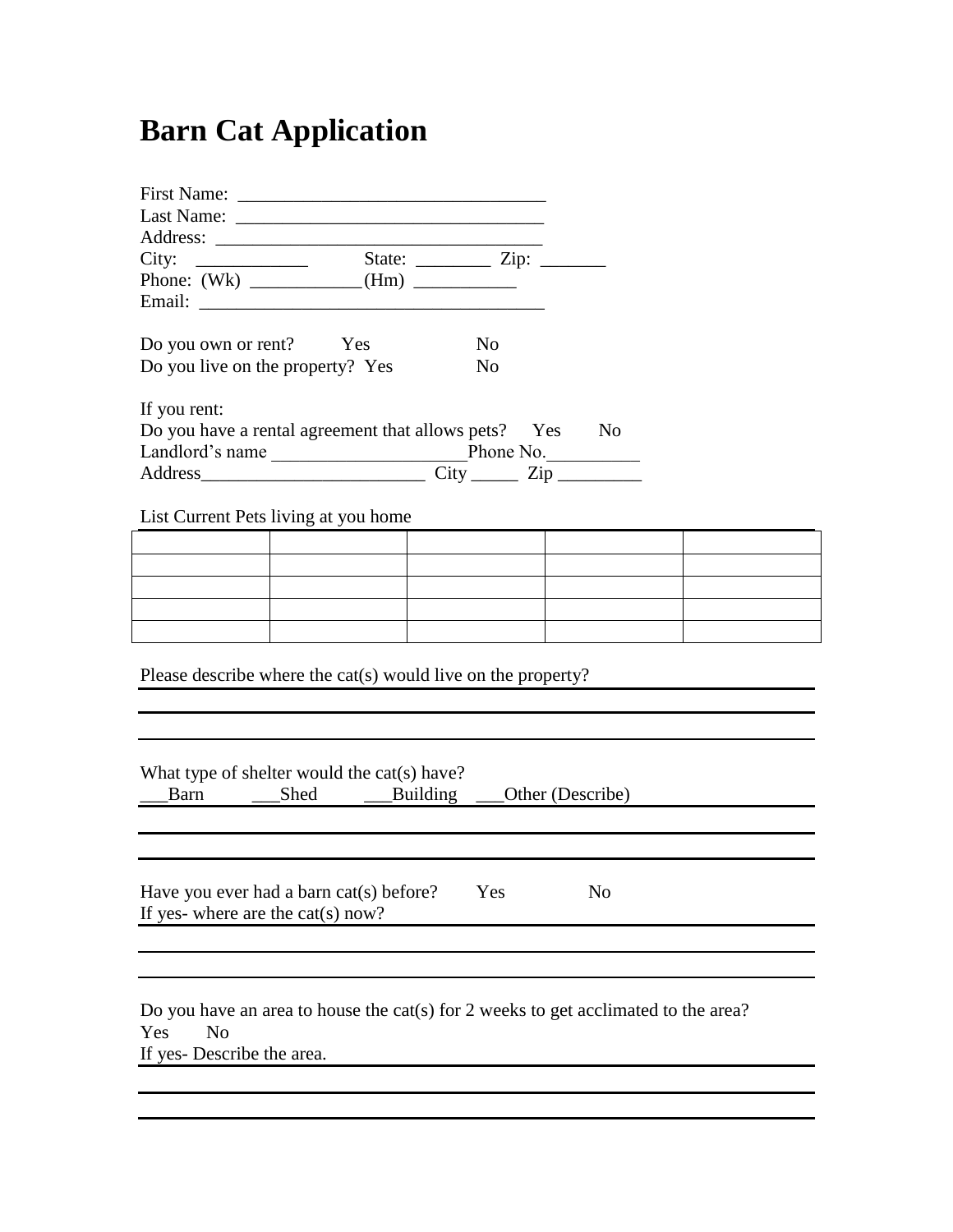# Barn Cat Application

First Name: ________________________________
Last Name: ________________________________
Address: __________________________________
City: ___________ State: ________ Zip: _______
Phone: (Wk) ___________(Hm) ___________
Email: ____________________________________

Do you own or rent? Yes No
Do you live on the property? Yes No

If you rent:
Do you have a rental agreement that allows pets? Yes No
Landlord's name ____________________Phone No.__________
Address________________________ City _____ Zip _________

List Current Pets living at you home

| | | | | |
|---|---|---|---|---|
| | | | | |
| | | | | |
| | | | | |
| | | | | |
| | | | | |

Please describe where the cat(s) would live on the property?

What type of shelter would the cat(s) have?
___Barn ___Shed ___Building ___Other (Describe)

Have you ever had a barn cat(s) before? Yes No
If yes- where are the cat(s) now?

Do you have an area to house the cat(s) for 2 weeks to get acclimated to the area?
Yes No
If yes- Describe the area.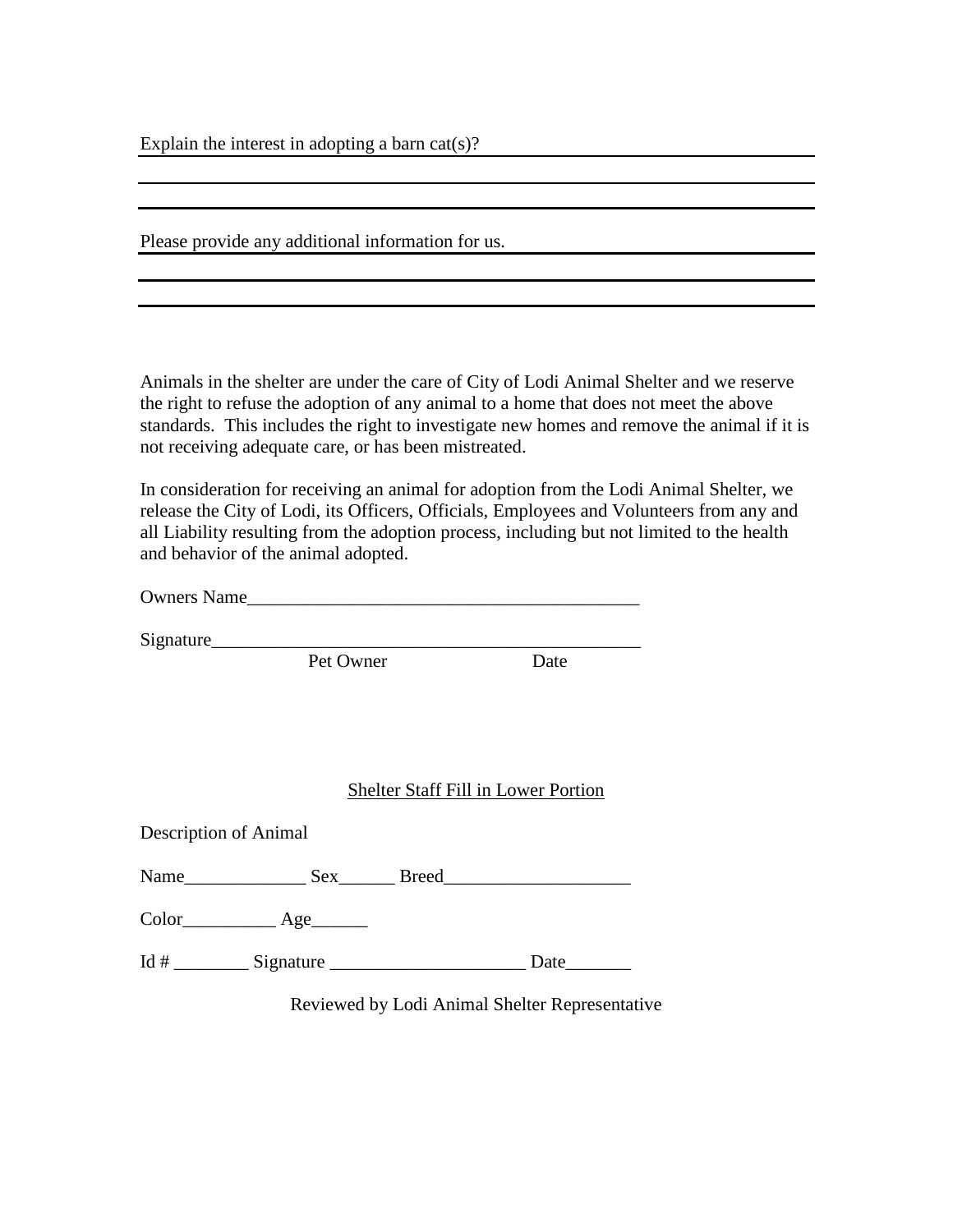Explain the interest in adopting a barn cat(s)? \_\_\_\_\_\_\_\_\_\_\_\_\_\_\_\_\_\_\_\_\_\_\_\_\_\_\_\_\_\_\_\_\_\_\_\_\_\_\_\_\_\_\_\_\_\_\_\_\_\_\_\_\_\_\_\_\_\_\_\_\_\_\_\_\_\_\_\_\_\_\_\_\_\_\_\_\_\_\_\_\_\_\_\_\_\_\_\_\_\_\_\_\_\_\_\_\_\_\_\_\_\_\_\_\_\_\_\_\_\_\_\_\_\_\_\_\_\_\_\_\_\_\_\_\_\_\_\_\_\_\_\_\_\_\_\_\_\_\_\_\_\_\_\_\_\_\_\_\_\_\_\_\_

Please provide any additional information for us. \_\_\_\_\_\_\_\_\_\_\_\_\_\_\_\_\_\_\_\_\_\_\_\_\_\_\_\_\_\_\_\_\_\_\_\_\_\_\_\_\_\_\_\_\_\_\_\_\_\_\_\_\_\_\_\_\_\_\_\_\_\_\_\_\_\_\_\_\_\_\_\_\_\_\_\_\_\_\_\_\_\_\_\_\_\_\_\_\_\_\_\_\_\_\_\_\_\_\_\_\_\_\_\_\_\_\_\_\_\_\_\_\_\_\_\_\_\_\_\_\_\_\_\_\_\_\_\_\_\_\_\_\_\_\_\_\_\_\_\_\_\_\_\_\_\_\_\_\_\_\_\_\_

Animals in the shelter are under the care of City of Lodi Animal Shelter and we reserve the right to refuse the adoption of any animal to a home that does not meet the above standards. This includes the right to investigate new homes and remove the animal if it is not receiving adequate care, or has been mistreated.

In consideration for receiving an animal for adoption from the Lodi Animal Shelter, we release the City of Lodi, its Officers, Officials, Employees and Volunteers from any and all Liability resulting from the adoption process, including but not limited to the health and behavior of the animal adopted.

Owners Name\_\_\_\_\_\_\_\_\_\_\_\_\_\_\_\_\_\_\_\_\_\_\_\_\_\_\_\_\_\_\_\_\_\_\_\_\_\_\_\_\_\_\_\_

Signature\_\_\_\_\_\_\_\_\_\_\_\_\_\_\_\_\_\_\_\_\_\_\_\_\_\_\_\_\_\_\_\_\_\_\_\_\_\_\_\_\_\_\_\_\_\_\_

Pet Owner Date

## Shelter Staff Fill in Lower Portion

Description of Animal

Name\_\_\_\_\_\_\_\_\_\_\_\_\_ Sex\_\_\_\_\_\_ Breed\_\_\_\_\_\_\_\_\_\_\_\_\_\_\_\_\_\_\_\_

Color\_\_\_\_\_\_\_\_\_\_ Age\_\_\_\_\_\_

Id # \_\_\_\_\_\_\_\_ Signature \_\_\_\_\_\_\_\_\_\_\_\_\_\_\_\_\_\_\_\_\_\_ Date\_\_\_\_\_\_\_

Reviewed by Lodi Animal Shelter Representative